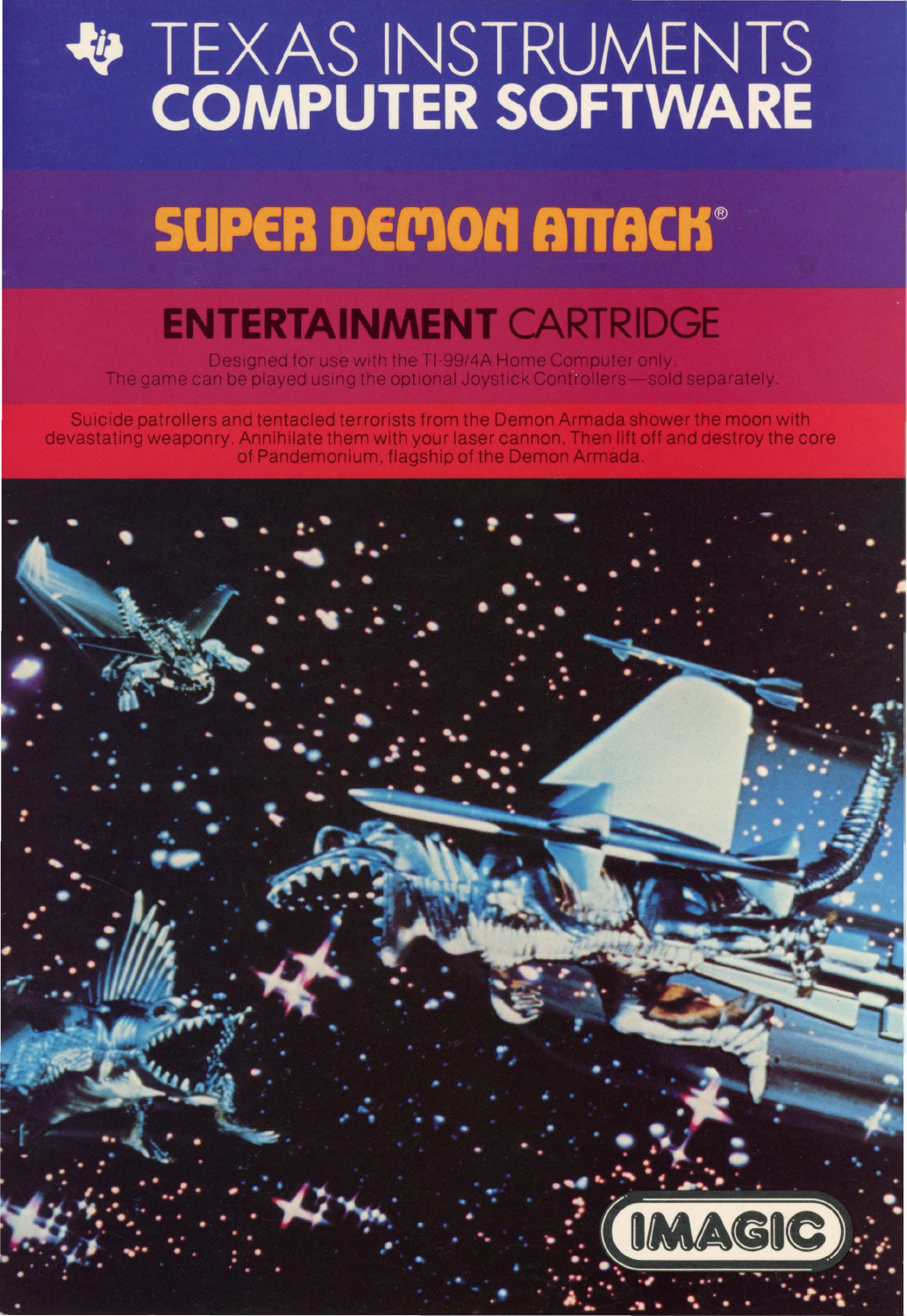# TEXAS INSTRUMENTS COMPUTER SOFTWARE

## SUPER DEMON ATTACK®

## ENTERTAINMENT CARTRIDGE

Designed for use with the TI-99/4A Home Computer only.
The game can be played using the optional Joystick Controllers—sold separately.

Suicide patrollers and tentacled terrorists from the Demon Armada shower the moon with devastating weaponry. Annihilate them with your laser cannon. Then lift off and destroy the core of Pandemonium, flagship of the Demon Armada.

IMAGIC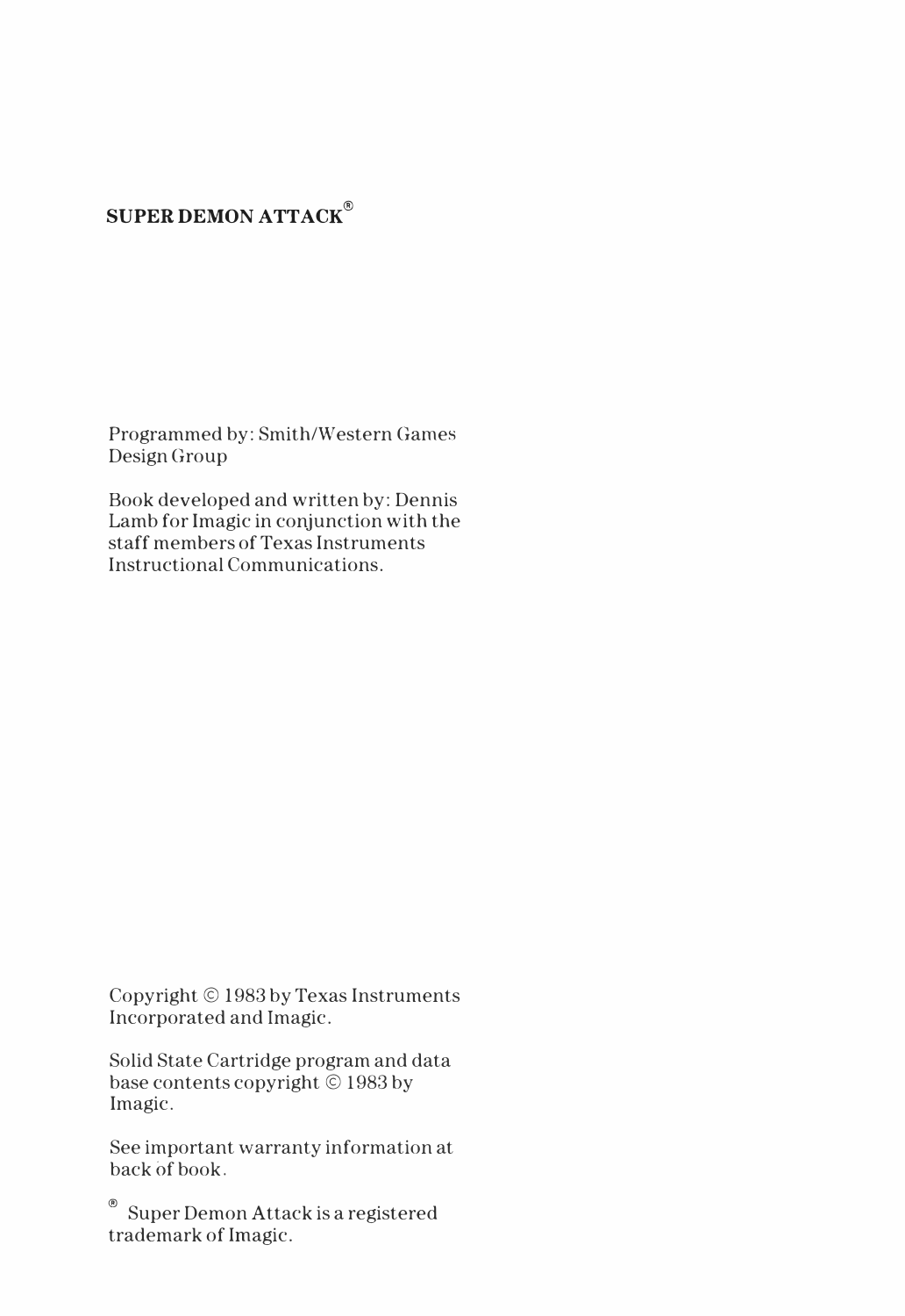**SUPER DEMON ATTACK®**

Programmed by: Smith/Western Games Design Group

Book developed and written by: Dennis Lamb for Imagic in conjunction with the staff members of Texas Instruments Instructional Communications.

Copyright © 1983 by Texas Instruments Incorporated and Imagic.

Solid State Cartridge program and data base contents copyright © 1983 by Imagic.

See important warranty information at back of book.

® Super Demon Attack is a registered trademark of Imagic.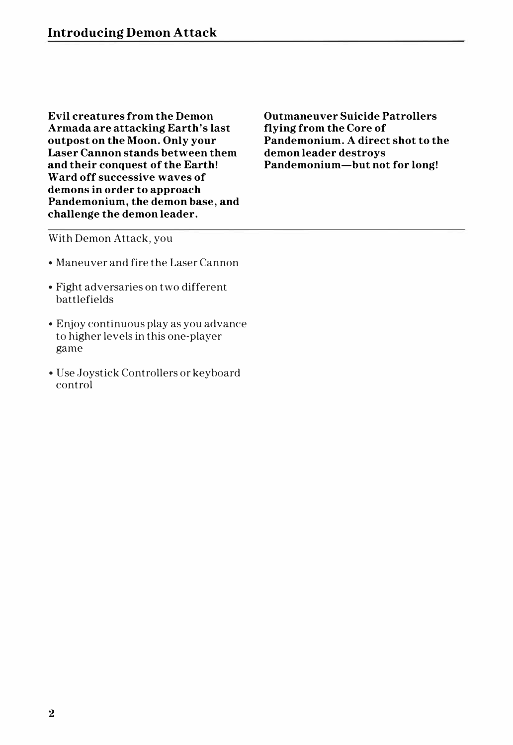## Introducing Demon Attack

**Evil creatures from the Demon Armada are attacking Earth's last outpost on the Moon. Only your Laser Cannon stands between them and their conquest of the Earth! Ward off successive waves of demons in order to approach Pandemonium, the demon base, and challenge the demon leader.**

**Outmaneuver Suicide Patrollers flying from the Core of Pandemonium. A direct shot to the demon leader destroys Pandemonium—but not for long!**

---

With Demon Attack, you

- Maneuver and fire the Laser Cannon
- Fight adversaries on two different battlefields
- Enjoy continuous play as you advance to higher levels in this one-player game
- Use Joystick Controllers or keyboard control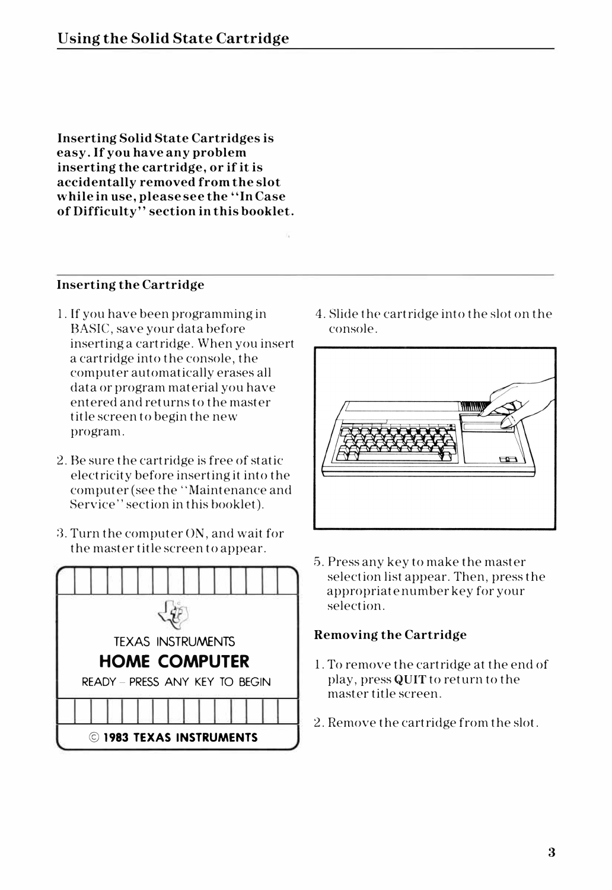## Using the Solid State Cartridge

**Inserting Solid State Cartridges is easy. If you have any problem inserting the cartridge, or if it is accidentally removed from the slot while in use, please see the "In Case of Difficulty" section in this booklet.**

### Inserting the Cartridge

1. If you have been programming in BASIC, save your data before inserting a cartridge. When you insert a cartridge into the console, the computer automatically erases all data or program material you have entered and returns to the master title screen to begin the new program.

2. Be sure the cartridge is free of static electricity before inserting it into the computer (see the "Maintenance and Service" section in this booklet).

3. Turn the computer ON, and wait for the master title screen to appear.

TEXAS INSTRUMENTS
HOME COMPUTER
READY – PRESS ANY KEY TO BEGIN
© 1983 TEXAS INSTRUMENTS

4. Slide the cartridge into the slot on the console.

5. Press any key to make the master selection list appear. Then, press the appropriate number key for your selection.

### Removing the Cartridge

1. To remove the cartridge at the end of play, press **QUIT** to return to the master title screen.

2. Remove the cartridge from the slot.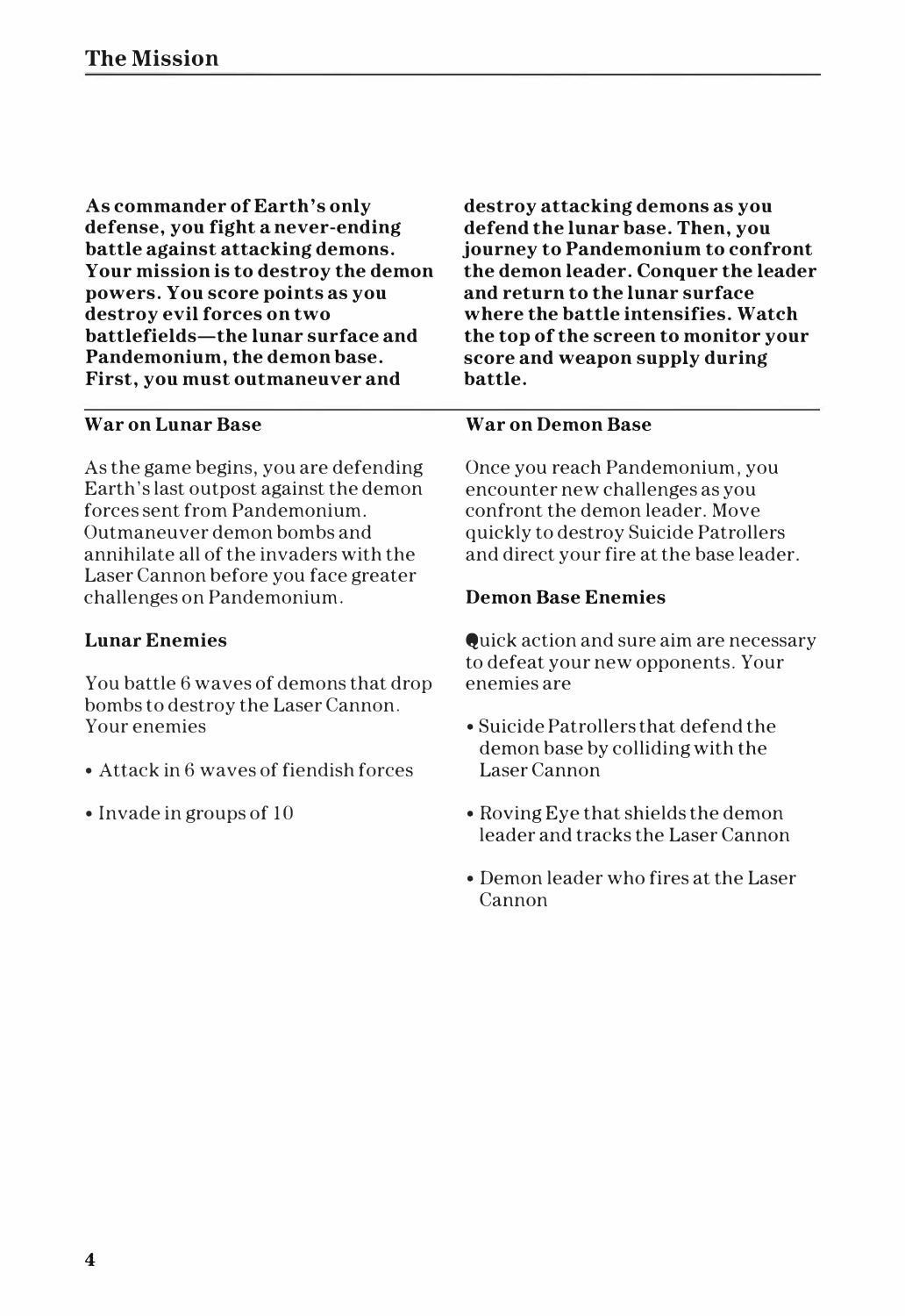# The Mission

**As commander of Earth's only defense, you fight a never-ending battle against attacking demons. Your mission is to destroy the demon powers. You score points as you destroy evil forces on two battlefields—the lunar surface and Pandemonium, the demon base. First, you must outmaneuver and destroy attacking demons as you defend the lunar base. Then, you journey to Pandemonium to confront the demon leader. Conquer the leader and return to the lunar surface where the battle intensifies. Watch the top of the screen to monitor your score and weapon supply during battle.**

## War on Lunar Base

As the game begins, you are defending Earth's last outpost against the demon forces sent from Pandemonium. Outmaneuver demon bombs and annihilate all of the invaders with the Laser Cannon before you face greater challenges on Pandemonium.

### Lunar Enemies

You battle 6 waves of demons that drop bombs to destroy the Laser Cannon. Your enemies

- Attack in 6 waves of fiendish forces
- Invade in groups of 10

## War on Demon Base

Once you reach Pandemonium, you encounter new challenges as you confront the demon leader. Move quickly to destroy Suicide Patrollers and direct your fire at the base leader.

### Demon Base Enemies

Quick action and sure aim are necessary to defeat your new opponents. Your enemies are

- Suicide Patrollers that defend the demon base by colliding with the Laser Cannon
- Roving Eye that shields the demon leader and tracks the Laser Cannon
- Demon leader who fires at the Laser Cannon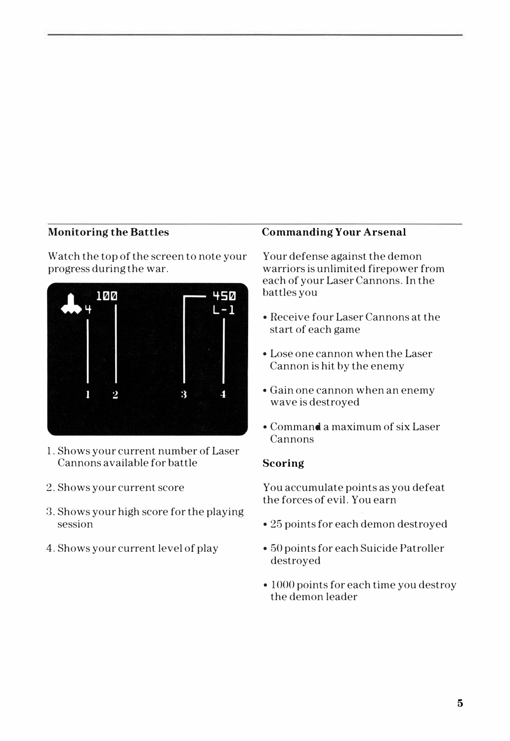## Monitoring the Battles

Watch the top of the screen to note your progress during the war.

1. Shows your current number of Laser Cannons available for battle
2. Shows your current score
3. Shows your high score for the playing session
4. Shows your current level of play

## Commanding Your Arsenal

Your defense against the demon warriors is unlimited firepower from each of your Laser Cannons. In the battles you

- Receive four Laser Cannons at the start of each game
- Lose one cannon when the Laser Cannon is hit by the enemy
- Gain one cannon when an enemy wave is destroyed
- Command a maximum of six Laser Cannons

## Scoring

You accumulate points as you defeat the forces of evil. You earn

- 25 points for each demon destroyed
- 50 points for each Suicide Patroller destroyed
- 1000 points for each time you destroy the demon leader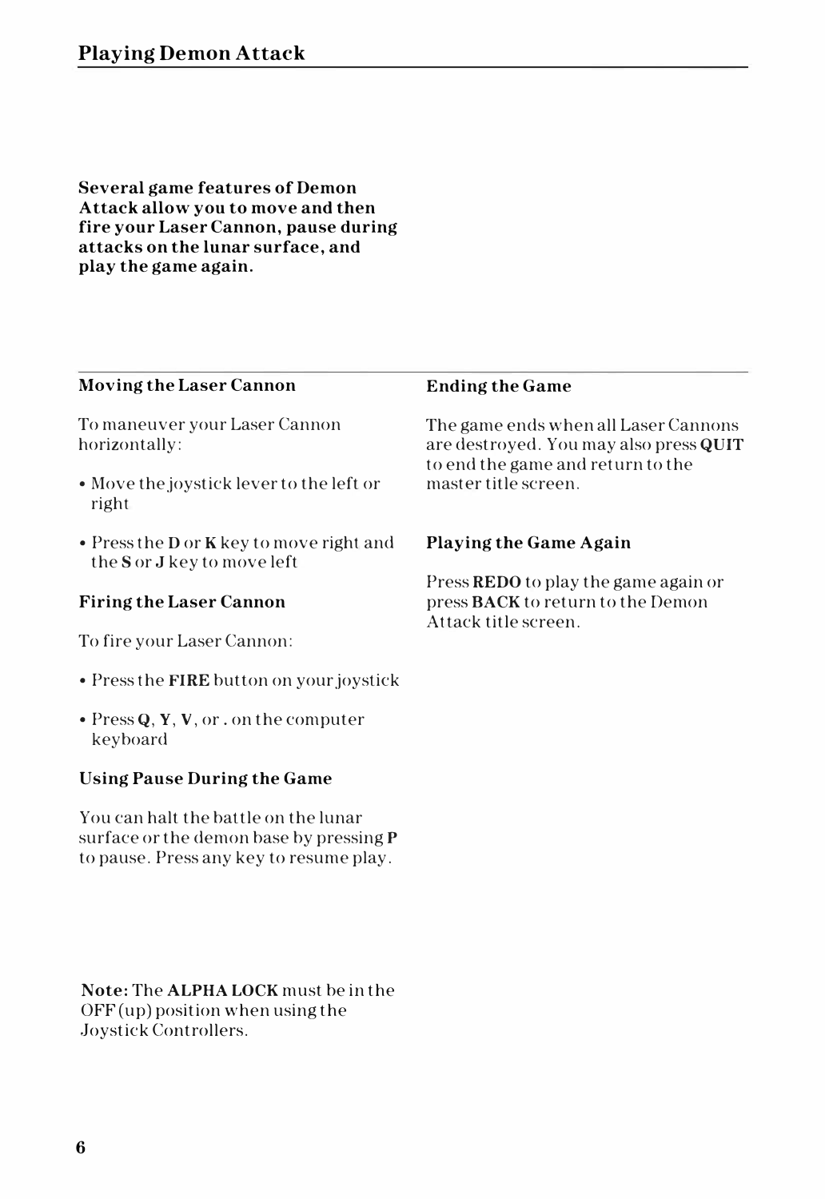## Playing Demon Attack

**Several game features of Demon Attack allow you to move and then fire your Laser Cannon, pause during attacks on the lunar surface, and play the game again.**

### Moving the Laser Cannon

To maneuver your Laser Cannon horizontally:

- Move the joystick lever to the left or right
- Press the **D** or **K** key to move right and the **S** or **J** key to move left

### Firing the Laser Cannon

To fire your Laser Cannon:

- Press the **FIRE** button on your joystick
- Press **Q**, **Y**, **V**, or **.** on the computer keyboard

### Using Pause During the Game

You can halt the battle on the lunar surface or the demon base by pressing **P** to pause. Press any key to resume play.

**Note:** The **ALPHA LOCK** must be in the OFF (up) position when using the Joystick Controllers.

### Ending the Game

The game ends when all Laser Cannons are destroyed. You may also press **QUIT** to end the game and return to the master title screen.

### Playing the Game Again

Press **REDO** to play the game again or press **BACK** to return to the Demon Attack title screen.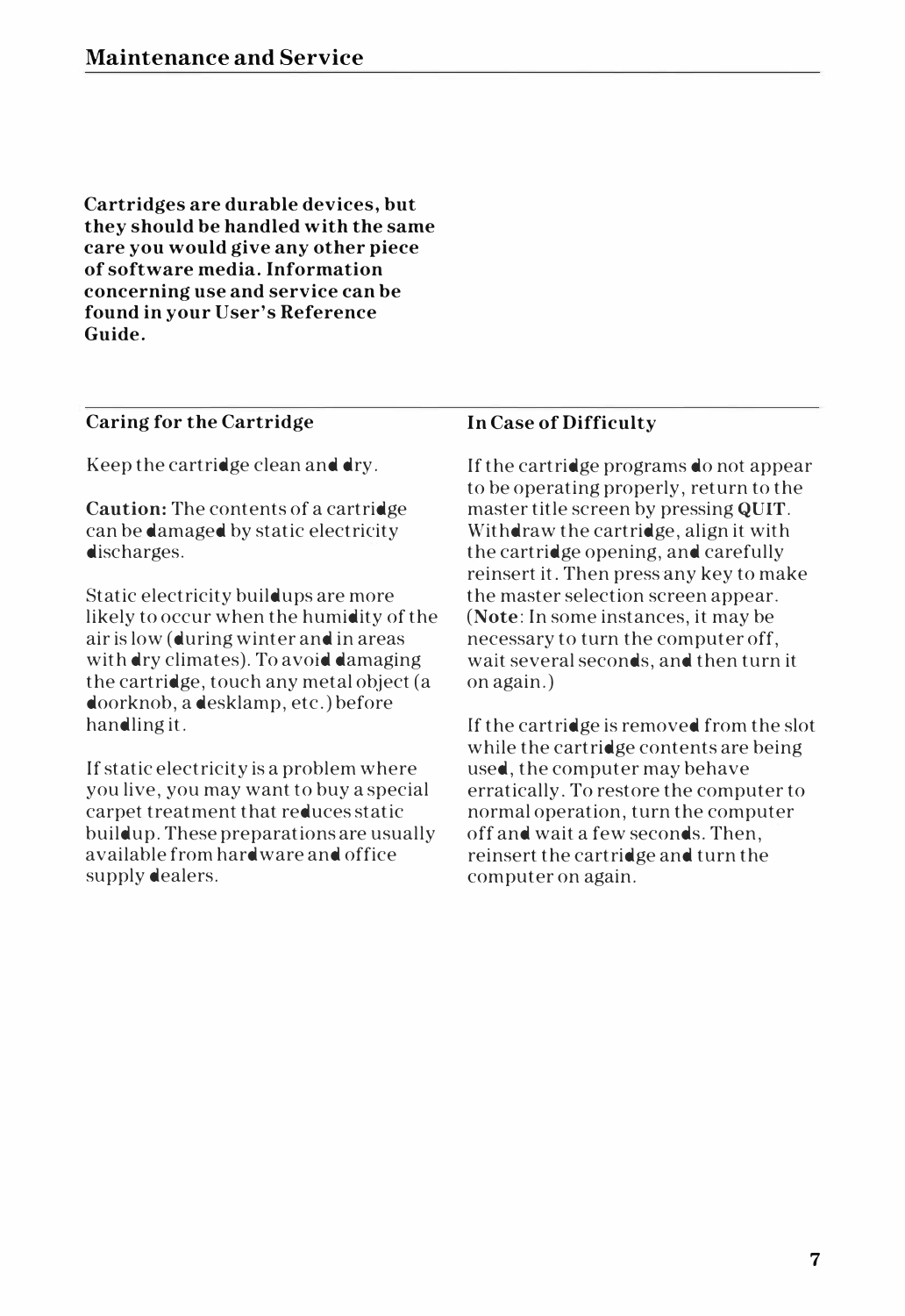# Maintenance and Service

**Cartridges are durable devices, but they should be handled with the same care you would give any other piece of software media. Information concerning use and service can be found in your User's Reference Guide.**

## Caring for the Cartridge

Keep the cartridge clean and dry.

**Caution:** The contents of a cartridge can be damaged by static electricity discharges.

Static electricity buildups are more likely to occur when the humidity of the air is low (during winter and in areas with dry climates). To avoid damaging the cartridge, touch any metal object (a doorknob, a desklamp, etc.) before handling it.

If static electricity is a problem where you live, you may want to buy a special carpet treatment that reduces static buildup. These preparations are usually available from hardware and office supply dealers.

## In Case of Difficulty

If the cartridge programs do not appear to be operating properly, return to the master title screen by pressing **QUIT**. Withdraw the cartridge, align it with the cartridge opening, and carefully reinsert it. Then press any key to make the master selection screen appear. (**Note**: In some instances, it may be necessary to turn the computer off, wait several seconds, and then turn it on again.)

If the cartridge is removed from the slot while the cartridge contents are being used, the computer may behave erratically. To restore the computer to normal operation, turn the computer off and wait a few seconds. Then, reinsert the cartridge and turn the computer on again.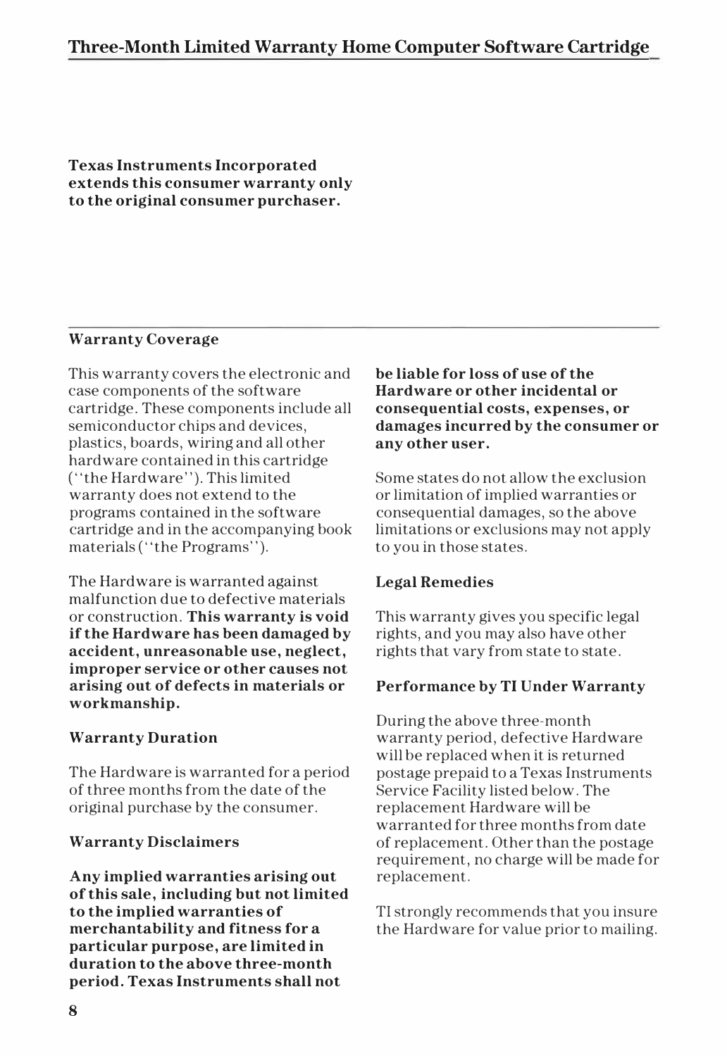# Three-Month Limited Warranty Home Computer Software Cartridge

**Texas Instruments Incorporated extends this consumer warranty only to the original consumer purchaser.**

## Warranty Coverage

This warranty covers the electronic and case components of the software cartridge. These components include all semiconductor chips and devices, plastics, boards, wiring and all other hardware contained in this cartridge (''the Hardware''). This limited warranty does not extend to the programs contained in the software cartridge and in the accompanying book materials (''the Programs'').

The Hardware is warranted against malfunction due to defective materials or construction. **This warranty is void if the Hardware has been damaged by accident, unreasonable use, neglect, improper service or other causes not arising out of defects in materials or workmanship.**

## Warranty Duration

The Hardware is warranted for a period of three months from the date of the original purchase by the consumer.

## Warranty Disclaimers

**Any implied warranties arising out of this sale, including but not limited to the implied warranties of merchantability and fitness for a particular purpose, are limited in duration to the above three-month period. Texas Instruments shall not be liable for loss of use of the Hardware or other incidental or consequential costs, expenses, or damages incurred by the consumer or any other user.**

Some states do not allow the exclusion or limitation of implied warranties or consequential damages, so the above limitations or exclusions may not apply to you in those states.

## Legal Remedies

This warranty gives you specific legal rights, and you may also have other rights that vary from state to state.

## Performance by TI Under Warranty

During the above three-month warranty period, defective Hardware will be replaced when it is returned postage prepaid to a Texas Instruments Service Facility listed below. The replacement Hardware will be warranted for three months from date of replacement. Other than the postage requirement, no charge will be made for replacement.

TI strongly recommends that you insure the Hardware for value prior to mailing.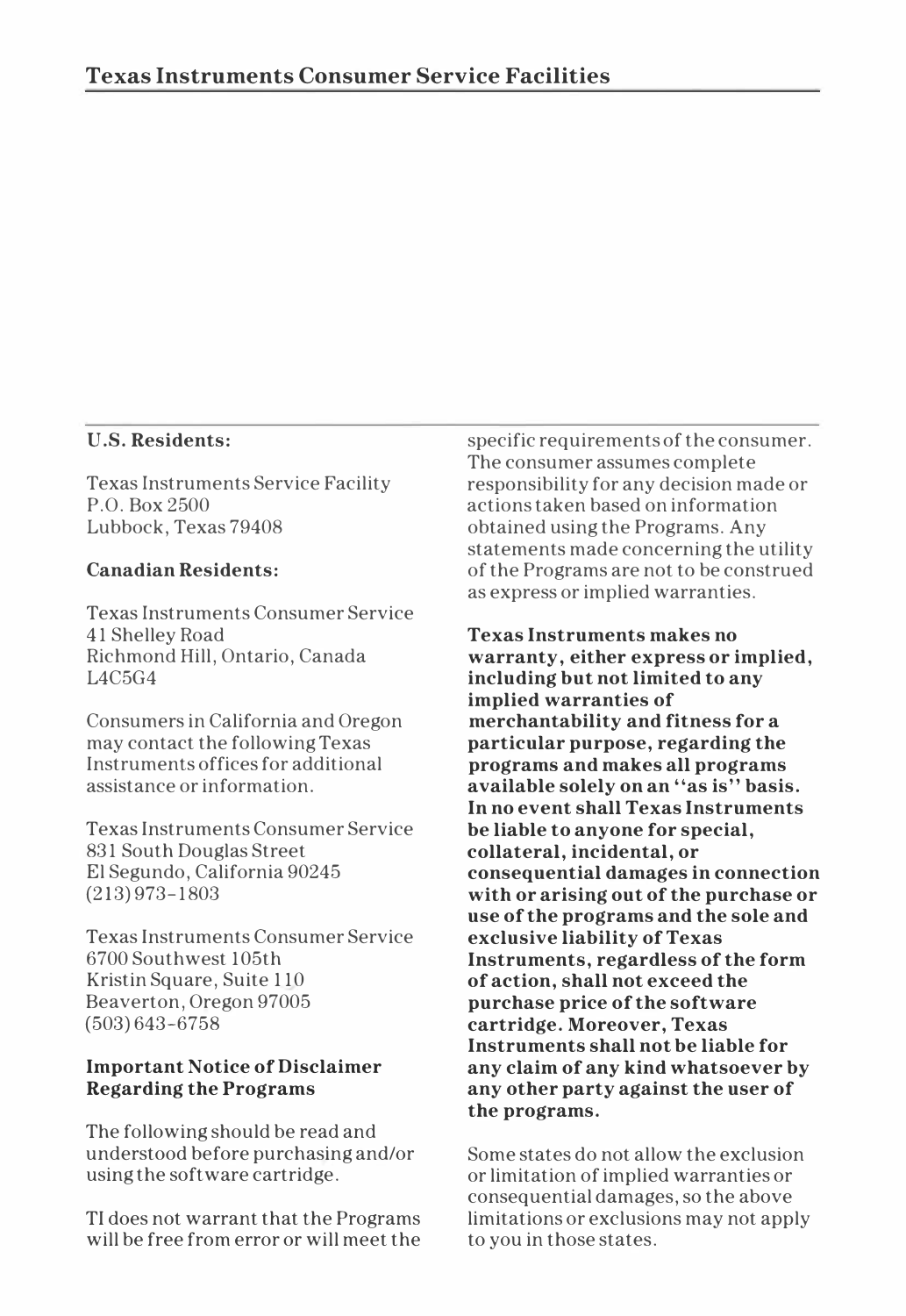## Texas Instruments Consumer Service Facilities

**U.S. Residents:**

Texas Instruments Service Facility
P.O. Box 2500
Lubbock, Texas 79408

**Canadian Residents:**

Texas Instruments Consumer Service
41 Shelley Road
Richmond Hill, Ontario, Canada
L4C5G4

Consumers in California and Oregon may contact the following Texas Instruments offices for additional assistance or information.

Texas Instruments Consumer Service
831 South Douglas Street
El Segundo, California 90245
(213) 973-1803

Texas Instruments Consumer Service
6700 Southwest 105th
Kristin Square, Suite 110
Beaverton, Oregon 97005
(503) 643-6758

**Important Notice of Disclaimer Regarding the Programs**

The following should be read and understood before purchasing and/or using the software cartridge.

TI does not warrant that the Programs will be free from error or will meet the specific requirements of the consumer. The consumer assumes complete responsibility for any decision made or actions taken based on information obtained using the Programs. Any statements made concerning the utility of the Programs are not to be construed as express or implied warranties.

**Texas Instruments makes no warranty, either express or implied, including but not limited to any implied warranties of merchantability and fitness for a particular purpose, regarding the programs and makes all programs available solely on an "as is" basis. In no event shall Texas Instruments be liable to anyone for special, collateral, incidental, or consequential damages in connection with or arising out of the purchase or use of the programs and the sole and exclusive liability of Texas Instruments, regardless of the form of action, shall not exceed the purchase price of the software cartridge. Moreover, Texas Instruments shall not be liable for any claim of any kind whatsoever by any other party against the user of the programs.**

Some states do not allow the exclusion or limitation of implied warranties or consequential damages, so the above limitations or exclusions may not apply to you in those states.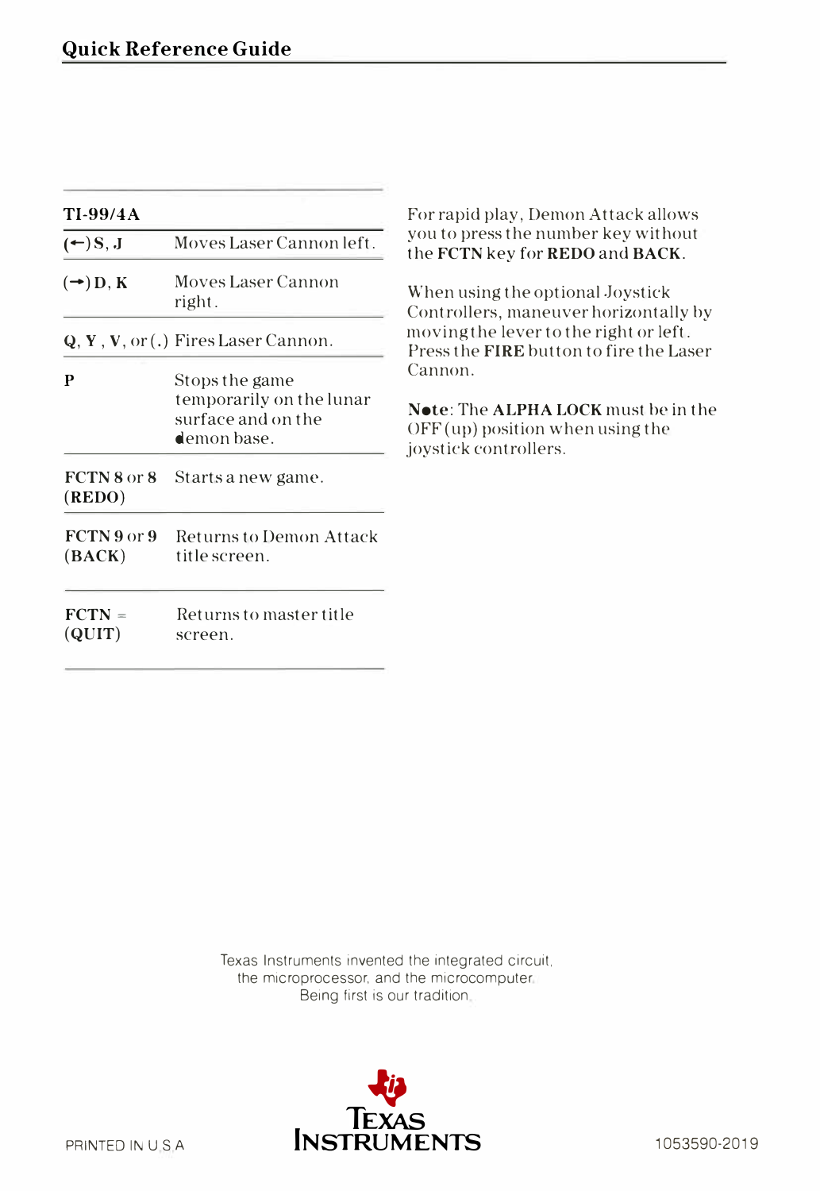## Quick Reference Guide

| TI-99/4A | |
|---|---|
| **(←) S, J** | Moves Laser Cannon left. |
| **(→) D, K** | Moves Laser Cannon right. |
| **Q, Y, V,** or **(.)** | Fires Laser Cannon. |
| **P** | Stops the game temporarily on the lunar surface and on the demon base. |
| **FCTN 8** or **8 (REDO)** | Starts a new game. |
| **FCTN 9** or **9 (BACK)** | Returns to Demon Attack title screen. |
| **FCTN = (QUIT)** | Returns to master title screen. |

For rapid play, Demon Attack allows you to press the number key without the **FCTN** key for **REDO** and **BACK**.

When using the optional Joystick Controllers, maneuver horizontally by moving the lever to the right or left. Press the **FIRE** button to fire the Laser Cannon.

**Note**: The **ALPHA LOCK** must be in the OFF (up) position when using the joystick controllers.

Texas Instruments invented the integrated circuit, the microprocessor, and the microcomputer. Being first is our tradition.

TEXAS INSTRUMENTS

PRINTED IN U.S.A

1053590-2019